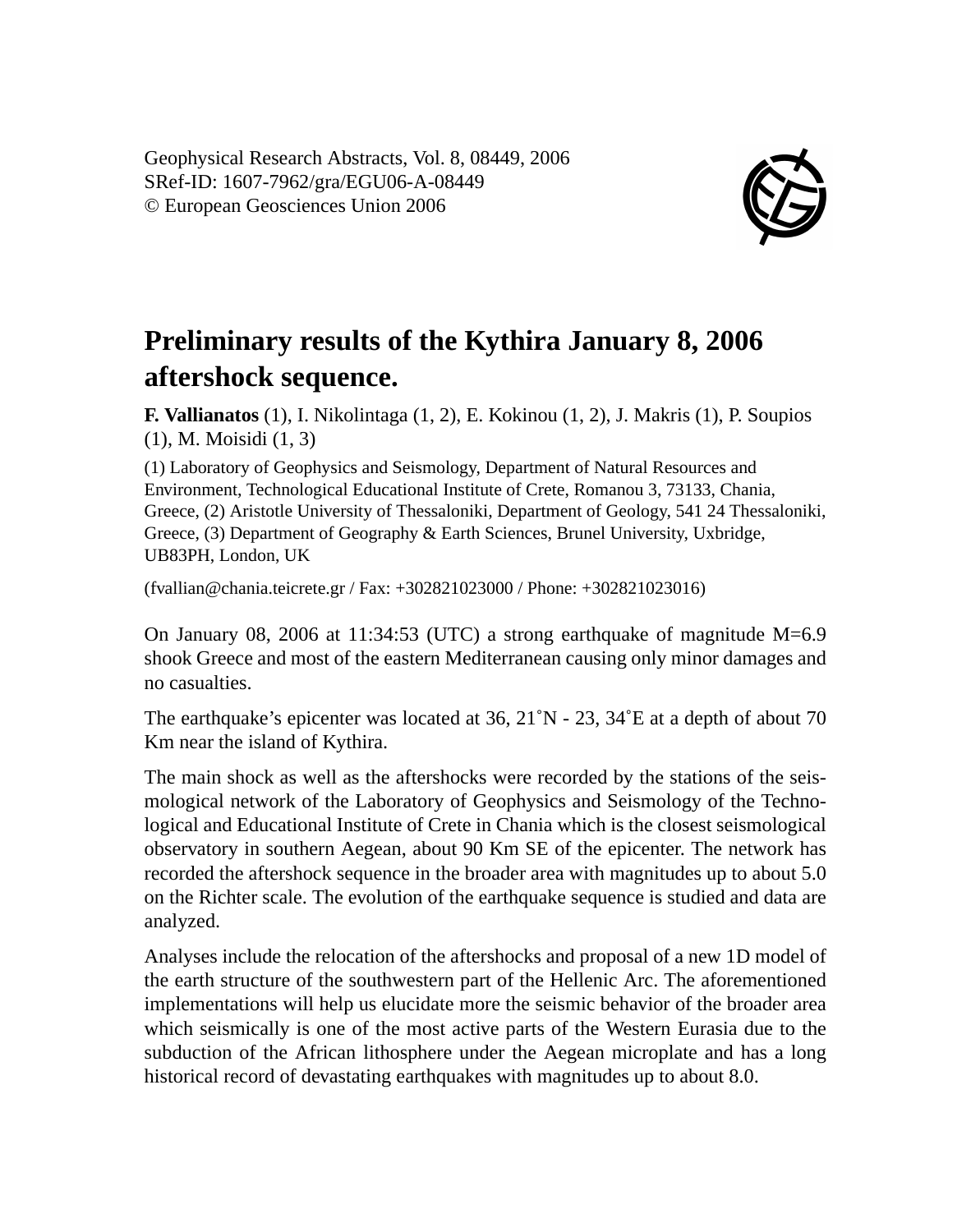# Preliminary results of the Kythira January 8, 2006 aftershock sequence.

**F. Vallianatos** (1), I. Nikolintaga (1, 2), E. Kokinou (1, 2), J. Makris (1), P. Soupios (1), M. Moisidi (1, 3)

(1) Laboratory of Geophysics and Seismology, Department of Natural Resources and Environment, Technological Educational Institute of Crete, Romanou 3, 73133, Chania, Greece, (2) Aristotle University of Thessaloniki, Department of Geology, 541 24 Thessaloniki, Greece, (3) Department of Geography & Earth Sciences, Brunel University, Uxbridge, UB83PH, London, UK

(fvallian@chania.teicrete.gr / Fax: +302821023000 / Phone: +302821023016)

On January 08, 2006 at 11:34:53 (UTC) a strong earthquake of magnitude M=6.9 shook Greece and most of the eastern Mediterranean causing only minor damages and no casualties.

The earthquake's epicenter was located at 36, 21˚N - 23, 34˚E at a depth of about 70 Km near the island of Kythira.

The main shock as well as the aftershocks were recorded by the stations of the seismological network of the Laboratory of Geophysics and Seismology of the Technological and Educational Institute of Crete in Chania which is the closest seismological observatory in southern Aegean, about 90 Km SE of the epicenter. The network has recorded the aftershock sequence in the broader area with magnitudes up to about 5.0 on the Richter scale. The evolution of the earthquake sequence is studied and data are analyzed.

Analyses include the relocation of the aftershocks and proposal of a new 1D model of the earth structure of the southwestern part of the Hellenic Arc. The aforementioned implementations will help us elucidate more the seismic behavior of the broader area which seismically is one of the most active parts of the Western Eurasia due to the subduction of the African lithosphere under the Aegean microplate and has a long historical record of devastating earthquakes with magnitudes up to about 8.0.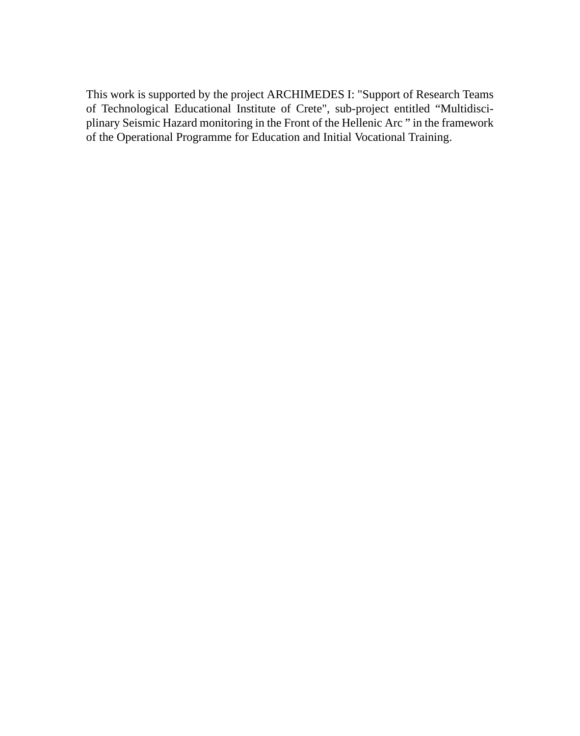This work is supported by the project ARCHIMEDES I: "Support of Research Teams of Technological Educational Institute of Crete", sub-project entitled “Multidisciplinary Seismic Hazard monitoring in the Front of the Hellenic Arc ” in the framework of the Operational Programme for Education and Initial Vocational Training.